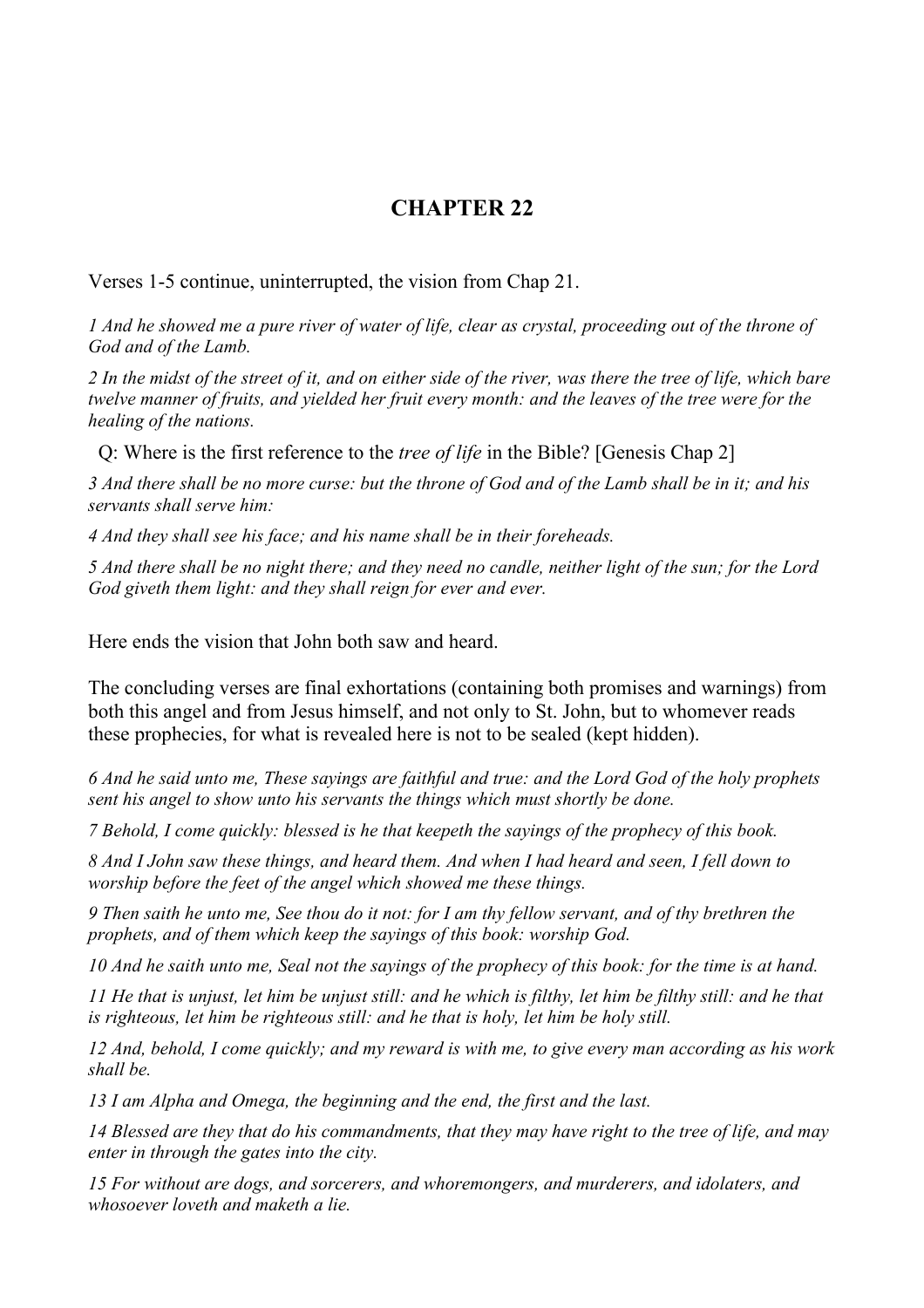# CHAPTER 22

Verses 1-5 continue, uninterrupted, the vision from Chap 21.

*1 And he showed me a pure river of water of life, clear as crystal, proceeding out of the throne of God and of the Lamb.*

*2 In the midst of the street of it, and on either side of the river, was there the tree of life, which bare twelve manner of fruits, and yielded her fruit every month: and the leaves of the tree were for the healing of the nations.*

Q: Where is the first reference to the *tree of life* in the Bible? [Genesis Chap 2]

*3 And there shall be no more curse: but the throne of God and of the Lamb shall be in it; and his servants shall serve him:*

*4 And they shall see his face; and his name shall be in their foreheads.*

*5 And there shall be no night there; and they need no candle, neither light of the sun; for the Lord God giveth them light: and they shall reign for ever and ever.*

Here ends the vision that John both saw and heard.

The concluding verses are final exhortations (containing both promises and warnings) from both this angel and from Jesus himself, and not only to St. John, but to whomever reads these prophecies, for what is revealed here is not to be sealed (kept hidden).

*6 And he said unto me, These sayings are faithful and true: and the Lord God of the holy prophets sent his angel to show unto his servants the things which must shortly be done.*

*7 Behold, I come quickly: blessed is he that keepeth the sayings of the prophecy of this book.*

*8 And I John saw these things, and heard them. And when I had heard and seen, I fell down to worship before the feet of the angel which showed me these things.*

*9 Then saith he unto me, See thou do it not: for I am thy fellow servant, and of thy brethren the prophets, and of them which keep the sayings of this book: worship God.*

*10 And he saith unto me, Seal not the sayings of the prophecy of this book: for the time is at hand.*

*11 He that is unjust, let him be unjust still: and he which is filthy, let him be filthy still: and he that is righteous, let him be righteous still: and he that is holy, let him be holy still.*

*12 And, behold, I come quickly; and my reward is with me, to give every man according as his work shall be.*

*13 I am Alpha and Omega, the beginning and the end, the first and the last.*

*14 Blessed are they that do his commandments, that they may have right to the tree of life, and may enter in through the gates into the city.*

*15 For without are dogs, and sorcerers, and whoremongers, and murderers, and idolaters, and whosoever loveth and maketh a lie.*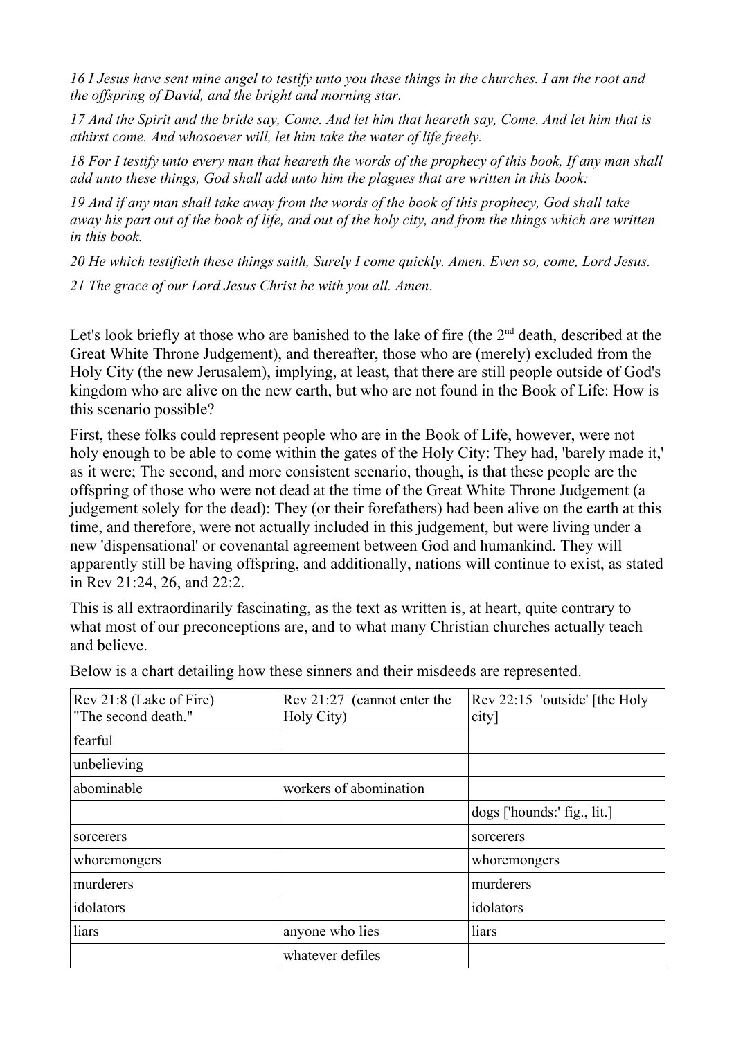*16 I Jesus have sent mine angel to testify unto you these things in the churches. I am the root and the offspring of David, and the bright and morning star.*

*17 And the Spirit and the bride say, Come. And let him that heareth say, Come. And let him that is athirst come. And whosoever will, let him take the water of life freely.*

*18 For I testify unto every man that heareth the words of the prophecy of this book, If any man shall add unto these things, God shall add unto him the plagues that are written in this book:*

*19 And if any man shall take away from the words of the book of this prophecy, God shall take away his part out of the book of life, and out of the holy city, and from the things which are written in this book.*

*20 He which testifieth these things saith, Surely I come quickly. Amen. Even so, come, Lord Jesus.*

*21 The grace of our Lord Jesus Christ be with you all. Amen*.

Let's look briefly at those who are banished to the lake of fire (the 2nd death, described at the Great White Throne Judgement), and thereafter, those who are (merely) excluded from the Holy City (the new Jerusalem), implying, at least, that there are still people outside of God's kingdom who are alive on the new earth, but who are not found in the Book of Life: How is this scenario possible?

First, these folks could represent people who are in the Book of Life, however, were not holy enough to be able to come within the gates of the Holy City: They had, 'barely made it,' as it were; The second, and more consistent scenario, though, is that these people are the offspring of those who were not dead at the time of the Great White Throne Judgement (a judgement solely for the dead): They (or their forefathers) had been alive on the earth at this time, and therefore, were not actually included in this judgement, but were living under a new 'dispensational' or covenantal agreement between God and humankind. They will apparently still be having offspring, and additionally, nations will continue to exist, as stated in Rev 21:24, 26, and 22:2.

This is all extraordinarily fascinating, as the text as written is, at heart, quite contrary to what most of our preconceptions are, and to what many Christian churches actually teach and believe.

Below is a chart detailing how these sinners and their misdeeds are represented.

| Rev 21:8 (Lake of Fire) "The second death." | Rev 21:27 (cannot enter the Holy City) | Rev 22:15 'outside' [the Holy city] |
|---|---|---|
| fearful | | |
| unbelieving | | |
| abominable | workers of abomination | |
| | | dogs ['hounds:' fig., lit.] |
| sorcerers | | sorcerers |
| whoremongers | | whoremongers |
| murderers | | murderers |
| idolators | | idolators |
| liars | anyone who lies | liars |
| | whatever defiles | |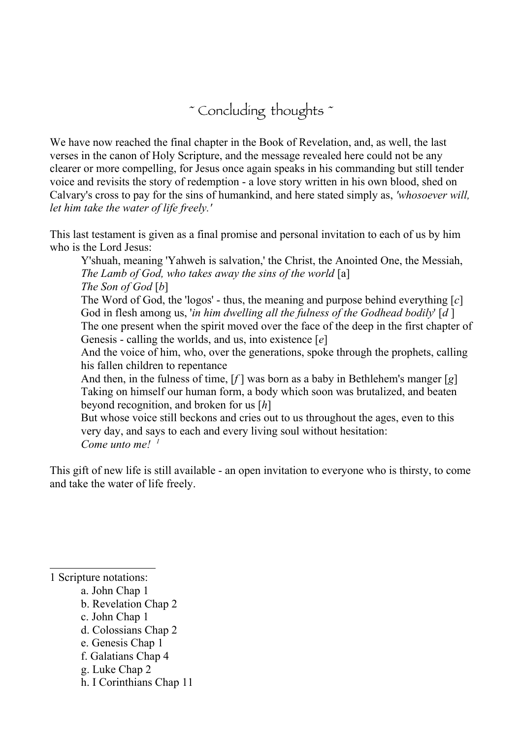# ~ Concluding thoughts ~

We have now reached the final chapter in the Book of Revelation, and, as well, the last verses in the canon of Holy Scripture, and the message revealed here could not be any clearer or more compelling, for Jesus once again speaks in his commanding but still tender voice and revisits the story of redemption - a love story written in his own blood, shed on Calvary's cross to pay for the sins of humankind, and here stated simply as, *'whosoever will, let him take the water of life freely.'*

This last testament is given as a final promise and personal invitation to each of us by him who is the Lord Jesus:

> Y'shuah, meaning 'Yahweh is salvation,' the Christ, the Anointed One, the Messiah,
> *The Lamb of God, who takes away the sins of the world* [a]
> *The Son of God* [*b*]
> The Word of God, the 'logos' - thus, the meaning and purpose behind everything [*c*]
> God in flesh among us, '*in him dwelling all the fulness of the Godhead bodily*' [*d* ]
> The one present when the spirit moved over the face of the deep in the first chapter of Genesis - calling the worlds, and us, into existence [*e*]
> And the voice of him, who, over the generations, spoke through the prophets, calling his fallen children to repentance
> And then, in the fulness of time, [*f* ] was born as a baby in Bethlehem's manger [*g*]
> Taking on himself our human form, a body which soon was brutalized, and beaten beyond recognition, and broken for us [*h*]
> But whose voice still beckons and cries out to us throughout the ages, even to this very day, and says to each and every living soul without hesitation:
> *Come unto me!* [1]

This gift of new life is still available - an open invitation to everyone who is thirsty, to come and take the water of life freely.

---

1 Scripture notations:

- a. John Chap 1
- b. Revelation Chap 2
- c. John Chap 1
- d. Colossians Chap 2
- e. Genesis Chap 1
- f. Galatians Chap 4
- g. Luke Chap 2
- h. I Corinthians Chap 11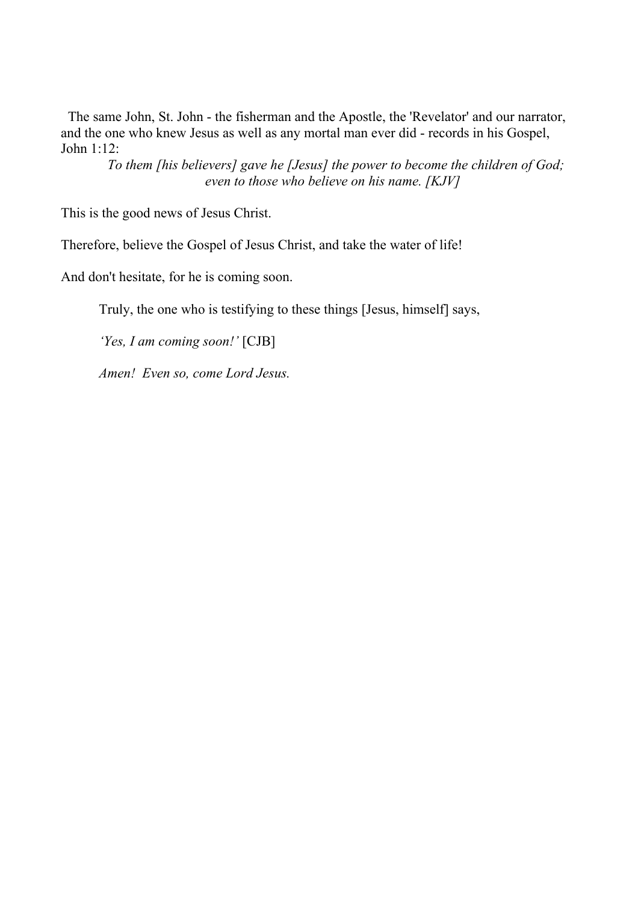The same John, St. John - the fisherman and the Apostle, the 'Revelator' and our narrator, and the one who knew Jesus as well as any mortal man ever did - records in his Gospel, John 1:12:

> *To them [his believers] gave he [Jesus] the power to become the children of God; even to those who believe on his name. [KJV]*

This is the good news of Jesus Christ.

Therefore, believe the Gospel of Jesus Christ, and take the water of life!

And don't hesitate, for he is coming soon.

> Truly, the one who is testifying to these things [Jesus, himself] says,
>
> *'Yes, I am coming soon!'* [CJB]
>
> *Amen! Even so, come Lord Jesus.*